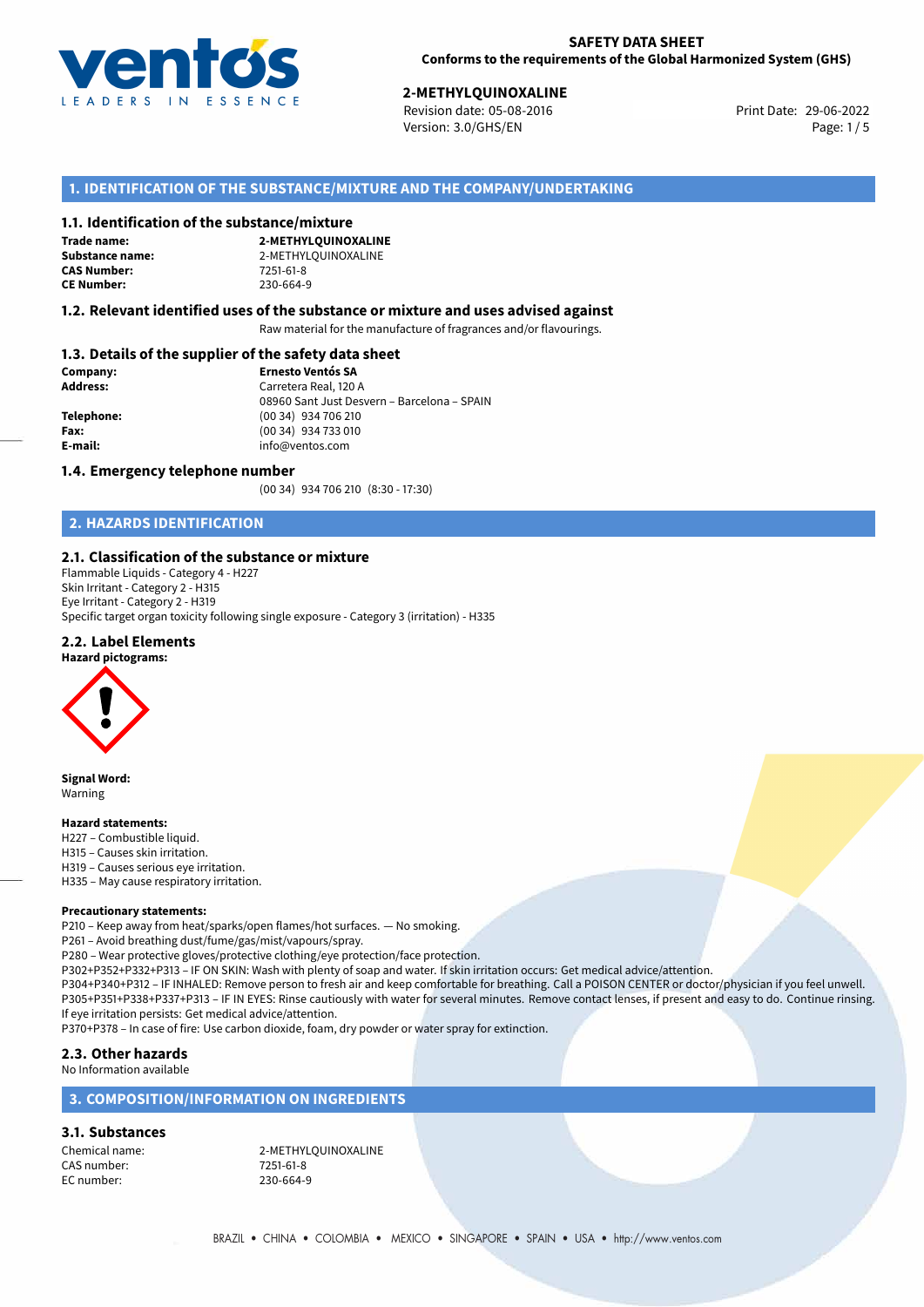**SAFETY DATA SHEET**
**Conforms to the requirements of the Global Harmonized System (GHS)**

**2-METHYLQUINOXALINE**
Revision date: 05-08-2016
Version: 3.0/GHS/EN

Print Date: 29-06-2022

## 1. IDENTIFICATION OF THE SUBSTANCE/MIXTURE AND THE COMPANY/UNDERTAKING

### 1.1. Identification of the substance/mixture

**Trade name:** **2-METHYLQUINOXALINE**
**Substance name:** 2-METHYLQUINOXALINE
**CAS Number:** 7251-61-8
**CE Number:** 230-664-9

### 1.2. Relevant identified uses of the substance or mixture and uses advised against

Raw material for the manufacture of fragrances and/or flavourings.

### 1.3. Details of the supplier of the safety data sheet

**Company:** **Ernesto Ventós SA**
**Address:** Carretera Real, 120 A
08960 Sant Just Desvern – Barcelona – SPAIN
**Telephone:** (00 34) 934 706 210
**Fax:** (00 34) 934 733 010
**E-mail:** info@ventos.com

### 1.4. Emergency telephone number

(00 34) 934 706 210 (8:30 - 17:30)

## 2. HAZARDS IDENTIFICATION

### 2.1. Classification of the substance or mixture

Flammable Liquids - Category 4 - H227
Skin Irritant - Category 2 - H315
Eye Irritant - Category 2 - H319
Specific target organ toxicity following single exposure - Category 3 (irritation) - H335

### 2.2. Label Elements

**Hazard pictograms:**

**Signal Word:**
Warning

**Hazard statements:**
H227 – Combustible liquid.
H315 – Causes skin irritation.
H319 – Causes serious eye irritation.
H335 – May cause respiratory irritation.

**Precautionary statements:**
P210 – Keep away from heat/sparks/open flames/hot surfaces. — No smoking.
P261 – Avoid breathing dust/fume/gas/mist/vapours/spray.
P280 – Wear protective gloves/protective clothing/eye protection/face protection.
P302+P352+P332+P313 – IF ON SKIN: Wash with plenty of soap and water. If skin irritation occurs: Get medical advice/attention.
P304+P340+P312 – IF INHALED: Remove person to fresh air and keep comfortable for breathing. Call a POISON CENTER or doctor/physician if you feel unwell.
P305+P351+P338+P337+P313 – IF IN EYES: Rinse cautiously with water for several minutes. Remove contact lenses, if present and easy to do. Continue rinsing. If eye irritation persists: Get medical advice/attention.
P370+P378 – In case of fire: Use carbon dioxide, foam, dry powder or water spray for extinction.

### 2.3. Other hazards

No Information available

## 3. COMPOSITION/INFORMATION ON INGREDIENTS

### 3.1. Substances

Chemical name: 2-METHYLQUINOXALINE
CAS number: 7251-61-8
EC number: 230-664-9

BRAZIL • CHINA • COLOMBIA • MEXICO • SINGAPORE • SPAIN • USA • http://www.ventos.com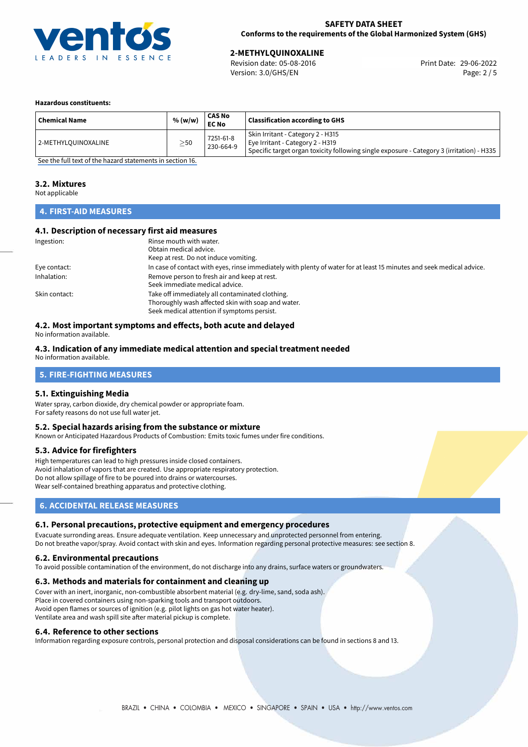**Hazardous constituents:**

| Chemical Name | % (w/w) | CAS No<br>EC No | Classification according to GHS |
|---|---|---|---|
| 2-METHYLQUINOXALINE | $\geq$50 | 7251-61-8<br>230-664-9 | Skin Irritant - Category 2 - H315<br>Eye Irritant - Category 2 - H319<br>Specific target organ toxicity following single exposure - Category 3 (irritation) - H335 |

See the full text of the hazard statements in section 16.

### 3.2. Mixtures

Not applicable

## 4. FIRST-AID MEASURES

### 4.1. Description of necessary first aid measures

Ingestion: Rinse mouth with water.
Obtain medical advice.
Keep at rest. Do not induce vomiting.

Eye contact: In case of contact with eyes, rinse immediately with plenty of water for at least 15 minutes and seek medical advice.

Inhalation: Remove person to fresh air and keep at rest.
Seek immediate medical advice.

Skin contact: Take off immediately all contaminated clothing.
Thoroughly wash affected skin with soap and water.
Seek medical attention if symptoms persist.

### 4.2. Most important symptoms and effects, both acute and delayed

No information available.

### 4.3. Indication of any immediate medical attention and special treatment needed

No information available.

## 5. FIRE-FIGHTING MEASURES

### 5.1. Extinguishing Media

Water spray, carbon dioxide, dry chemical powder or appropriate foam.
For safety reasons do not use full water jet.

### 5.2. Special hazards arising from the substance or mixture

Known or Anticipated Hazardous Products of Combustion: Emits toxic fumes under fire conditions.

### 5.3. Advice for firefighters

High temperatures can lead to high pressures inside closed containers.
Avoid inhalation of vapors that are created. Use appropriate respiratory protection.
Do not allow spillage of fire to be poured into drains or watercourses.
Wear self-contained breathing apparatus and protective clothing.

## 6. ACCIDENTAL RELEASE MEASURES

### 6.1. Personal precautions, protective equipment and emergency procedures

Evacuate surronding areas. Ensure adequate ventilation. Keep unnecessary and unprotected personnel from entering.
Do not breathe vapor/spray. Avoid contact with skin and eyes. Information regarding personal protective measures: see section 8.

### 6.2. Environmental precautions

To avoid possible contamination of the environment, do not discharge into any drains, surface waters or groundwaters.

### 6.3. Methods and materials for containment and cleaning up

Cover with an inert, inorganic, non-combustible absorbent material (e.g. dry-lime, sand, soda ash).
Place in covered containers using non-sparking tools and transport outdoors.
Avoid open flames or sources of ignition (e.g. pilot lights on gas hot water heater).
Ventilate area and wash spill site after material pickup is complete.

### 6.4. Reference to other sections

Information regarding exposure controls, personal protection and disposal considerations can be found in sections 8 and 13.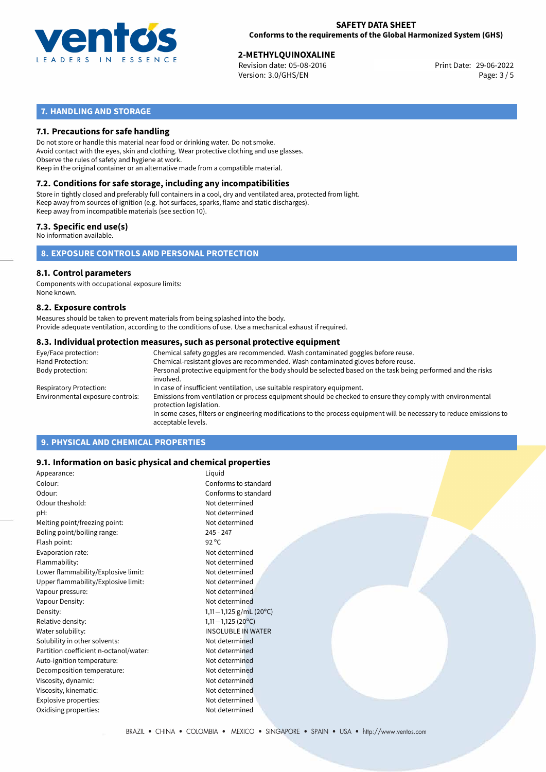## 7. HANDLING AND STORAGE

### 7.1. Precautions for safe handling

Do not store or handle this material near food or drinking water. Do not smoke.
Avoid contact with the eyes, skin and clothing. Wear protective clothing and use glasses.
Observe the rules of safety and hygiene at work.
Keep in the original container or an alternative made from a compatible material.

### 7.2. Conditions for safe storage, including any incompatibilities

Store in tightly closed and preferably full containers in a cool, dry and ventilated area, protected from light.
Keep away from sources of ignition (e.g. hot surfaces, sparks, flame and static discharges).
Keep away from incompatible materials (see section 10).

### 7.3. Specific end use(s)

No information available.

## 8. EXPOSURE CONTROLS AND PERSONAL PROTECTION

### 8.1. Control parameters

Components with occupational exposure limits:
None known.

### 8.2. Exposure controls

Measures should be taken to prevent materials from being splashed into the body.
Provide adequate ventilation, according to the conditions of use. Use a mechanical exhaust if required.

### 8.3. Individual protection measures, such as personal protective equipment

| | |
|---|---|
| Eye/Face protection: | Chemical safety goggles are recommended. Wash contaminated goggles before reuse. |
| Hand Protection: | Chemical-resistant gloves are recommended. Wash contaminated gloves before reuse. |
| Body protection: | Personal protective equipment for the body should be selected based on the task being performed and the risks involved. |
| Respiratory Protection: | In case of insufficient ventilation, use suitable respiratory equipment. |
| Environmental exposure controls: | Emissions from ventilation or process equipment should be checked to ensure they comply with environmental protection legislation. In some cases, filters or engineering modifications to the process equipment will be necessary to reduce emissions to acceptable levels. |

## 9. PHYSICAL AND CHEMICAL PROPERTIES

### 9.1. Information on basic physical and chemical properties

| | |
|---|---|
| Appearance: | Liquid |
| Colour: | Conforms to standard |
| Odour: | Conforms to standard |
| Odour theshold: | Not determined |
| pH: | Not determined |
| Melting point/freezing point: | Not determined |
| Boling point/boiling range: | 245 - 247 |
| Flash point: | 92 °C |
| Evaporation rate: | Not determined |
| Flammability: | Not determined |
| Lower flammability/Explosive limit: | Not determined |
| Upper flammability/Explosive limit: | Not determined |
| Vapour pressure: | Not determined |
| Vapour Density: | Not determined |
| Density: | 1,11−1,125 g/mL (20°C) |
| Relative density: | 1,11−1,125 (20°C) |
| Water solubility: | INSOLUBLE IN WATER |
| Solubility in other solvents: | Not determined |
| Partition coefficient n-octanol/water: | Not determined |
| Auto-ignition temperature: | Not determined |
| Decomposition temperature: | Not determined |
| Viscosity, dynamic: | Not determined |
| Viscosity, kinematic: | Not determined |
| Explosive properties: | Not determined |
| Oxidising properties: | Not determined |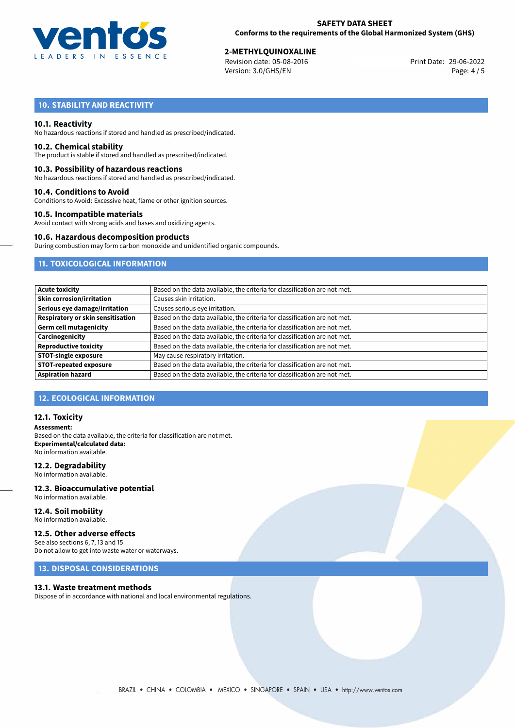## 10. STABILITY AND REACTIVITY

### 10.1. Reactivity

No hazardous reactions if stored and handled as prescribed/indicated.

### 10.2. Chemical stability

The product is stable if stored and handled as prescribed/indicated.

### 10.3. Possibility of hazardous reactions

No hazardous reactions if stored and handled as prescribed/indicated.

### 10.4. Conditions to Avoid

Conditions to Avoid: Excessive heat, flame or other ignition sources.

### 10.5. Incompatible materials

Avoid contact with strong acids and bases and oxidizing agents.

### 10.6. Hazardous decomposition products

During combustion may form carbon monoxide and unidentified organic compounds.

## 11. TOXICOLOGICAL INFORMATION

| | |
|---|---|
| **Acute toxicity** | Based on the data available, the criteria for classification are not met. |
| **Skin corrosion/irritation** | Causes skin irritation. |
| **Serious eye damage/irritation** | Causes serious eye irritation. |
| **Respiratory or skin sensitisation** | Based on the data available, the criteria for classification are not met. |
| **Germ cell mutagenicity** | Based on the data available, the criteria for classification are not met. |
| **Carcinogenicity** | Based on the data available, the criteria for classification are not met. |
| **Reproductive toxicity** | Based on the data available, the criteria for classification are not met. |
| **STOT-single exposure** | May cause respiratory irritation. |
| **STOT-repeated exposure** | Based on the data available, the criteria for classification are not met. |
| **Aspiration hazard** | Based on the data available, the criteria for classification are not met. |

## 12. ECOLOGICAL INFORMATION

### 12.1. Toxicity

**Assessment:**
Based on the data available, the criteria for classification are not met.
**Experimental/calculated data:**
No information available.

### 12.2. Degradability

No information available.

### 12.3. Bioaccumulative potential

No information available.

### 12.4. Soil mobility

No information available.

### 12.5. Other adverse effects

See also sections 6, 7, 13 and 15
Do not allow to get into waste water or waterways.

## 13. DISPOSAL CONSIDERATIONS

### 13.1. Waste treatment methods

Dispose of in accordance with national and local environmental regulations.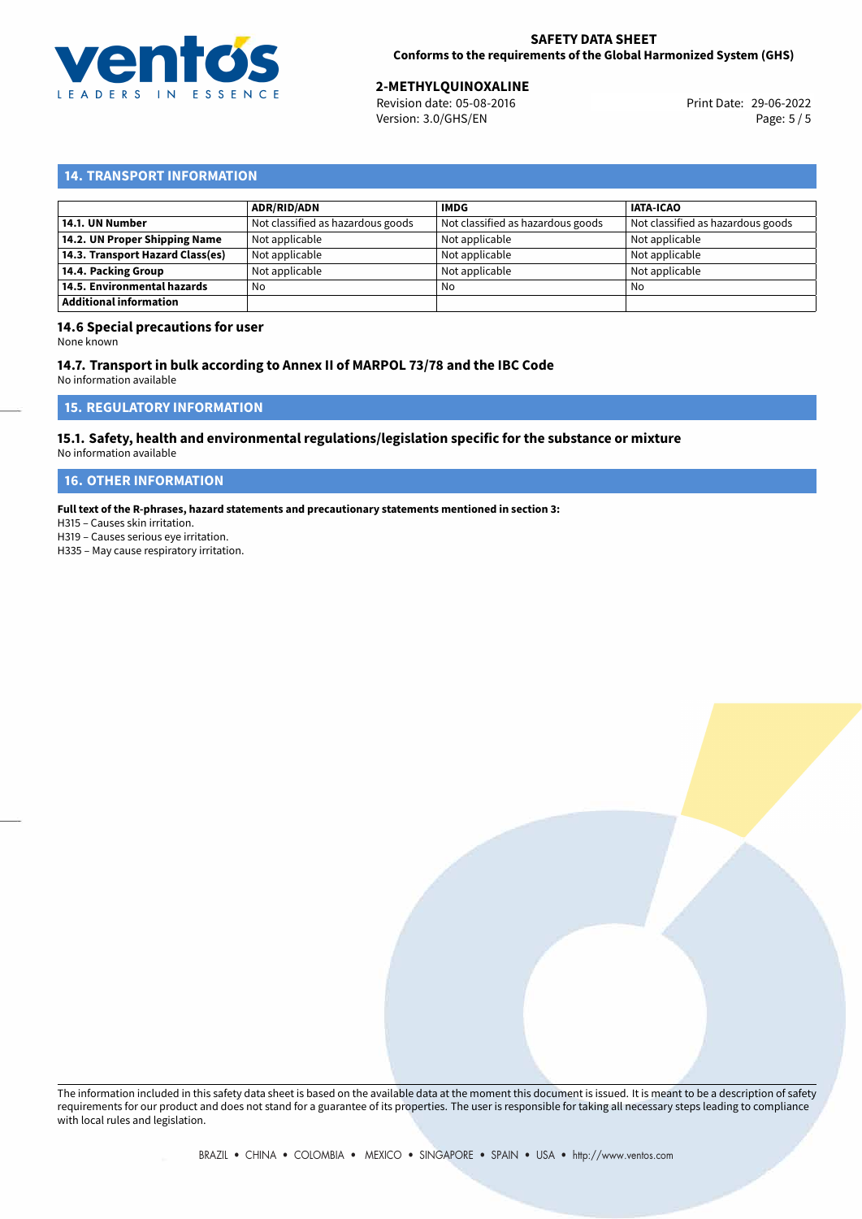## 14. TRANSPORT INFORMATION

| | ADR/RID/ADN | IMDG | IATA-ICAO |
|---|---|---|---|
| **14.1. UN Number** | Not classified as hazardous goods | Not classified as hazardous goods | Not classified as hazardous goods |
| **14.2. UN Proper Shipping Name** | Not applicable | Not applicable | Not applicable |
| **14.3. Transport Hazard Class(es)** | Not applicable | Not applicable | Not applicable |
| **14.4. Packing Group** | Not applicable | Not applicable | Not applicable |
| **14.5. Environmental hazards** | No | No | No |
| **Additional information** | | | |

### 14.6 Special precautions for user

None known

### 14.7. Transport in bulk according to Annex II of MARPOL 73/78 and the IBC Code

No information available

## 15. REGULATORY INFORMATION

### 15.1. Safety, health and environmental regulations/legislation specific for the substance or mixture

No information available

## 16. OTHER INFORMATION

**Full text of the R-phrases, hazard statements and precautionary statements mentioned in section 3:**

H315 – Causes skin irritation.
H319 – Causes serious eye irritation.
H335 – May cause respiratory irritation.

The information included in this safety data sheet is based on the available data at the moment this document is issued. It is meant to be a description of safety requirements for our product and does not stand for a guarantee of its properties. The user is responsible for taking all necessary steps leading to compliance with local rules and legislation.